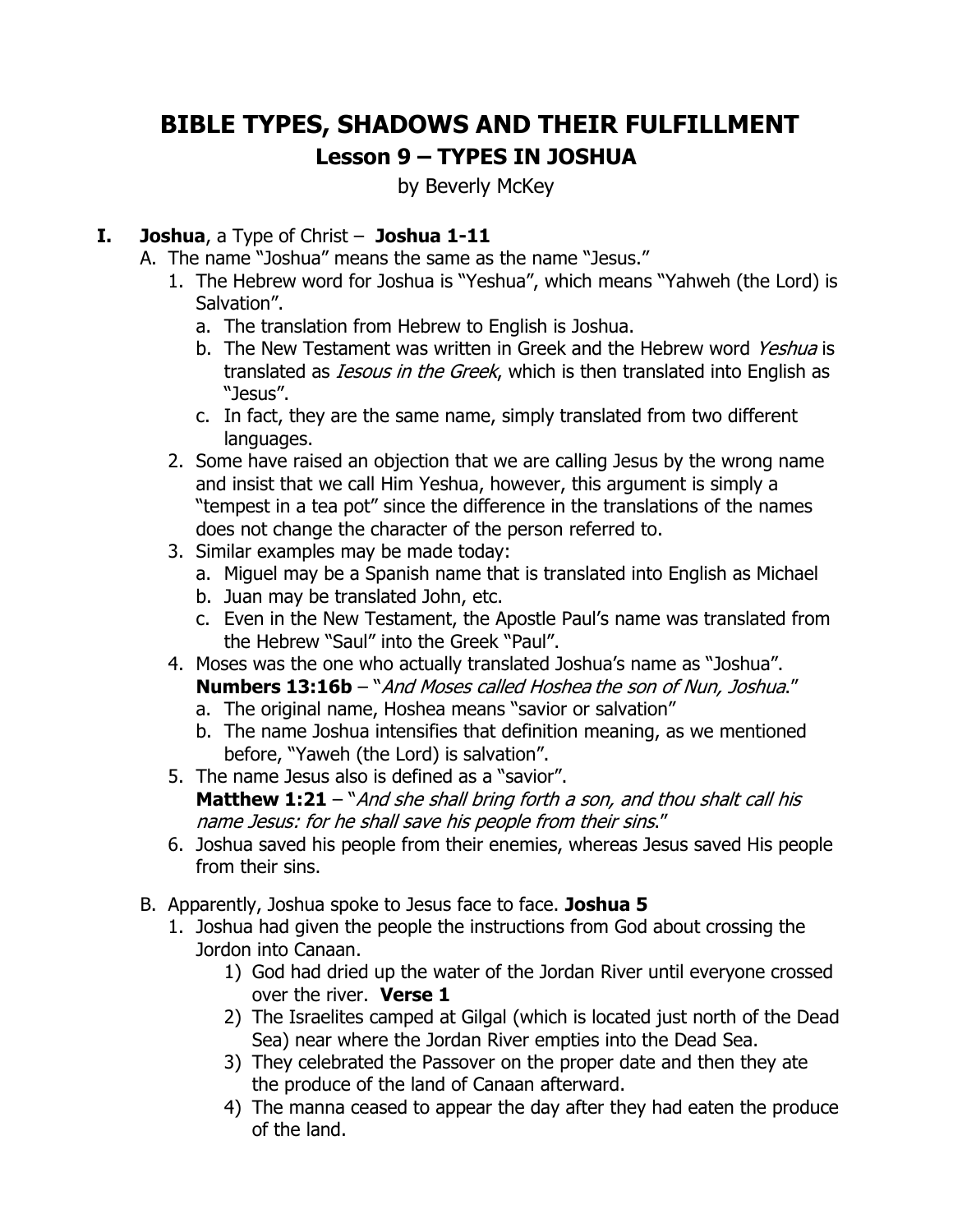# BIBLE TYPES, SHADOWS AND THEIR FULFILLMENT

## Lesson 9 – TYPES IN JOSHUA

by Beverly McKey

**I. Joshua**, a Type of Christ – **Joshua 1-11**

A. The name "Joshua" means the same as the name "Jesus."

1. The Hebrew word for Joshua is "Yeshua", which means "Yahweh (the Lord) is Salvation".
   a. The translation from Hebrew to English is Joshua.
   b. The New Testament was written in Greek and the Hebrew word *Yeshua* is translated as *Iesous in the Greek*, which is then translated into English as "Jesus".
   c. In fact, they are the same name, simply translated from two different languages.
2. Some have raised an objection that we are calling Jesus by the wrong name and insist that we call Him Yeshua, however, this argument is simply a "tempest in a tea pot" since the difference in the translations of the names does not change the character of the person referred to.
3. Similar examples may be made today:
   a. Miguel may be a Spanish name that is translated into English as Michael
   b. Juan may be translated John, etc.
   c. Even in the New Testament, the Apostle Paul's name was translated from the Hebrew "Saul" into the Greek "Paul".
4. Moses was the one who actually translated Joshua's name as "Joshua".
   **Numbers 13:16b** – "*And Moses called Hoshea the son of Nun, Joshua*."
   a. The original name, Hoshea means "savior or salvation"
   b. The name Joshua intensifies that definition meaning, as we mentioned before, "Yaweh (the Lord) is salvation".
5. The name Jesus also is defined as a "savior".
   **Matthew 1:21** – "*And she shall bring forth a son, and thou shalt call his name Jesus: for he shall save his people from their sins*."
6. Joshua saved his people from their enemies, whereas Jesus saved His people from their sins.

B. Apparently, Joshua spoke to Jesus face to face. **Joshua 5**

1. Joshua had given the people the instructions from God about crossing the Jordon into Canaan.
   1) God had dried up the water of the Jordan River until everyone crossed over the river. **Verse 1**
   2) The Israelites camped at Gilgal (which is located just north of the Dead Sea) near where the Jordan River empties into the Dead Sea.
   3) They celebrated the Passover on the proper date and then they ate the produce of the land of Canaan afterward.
   4) The manna ceased to appear the day after they had eaten the produce of the land.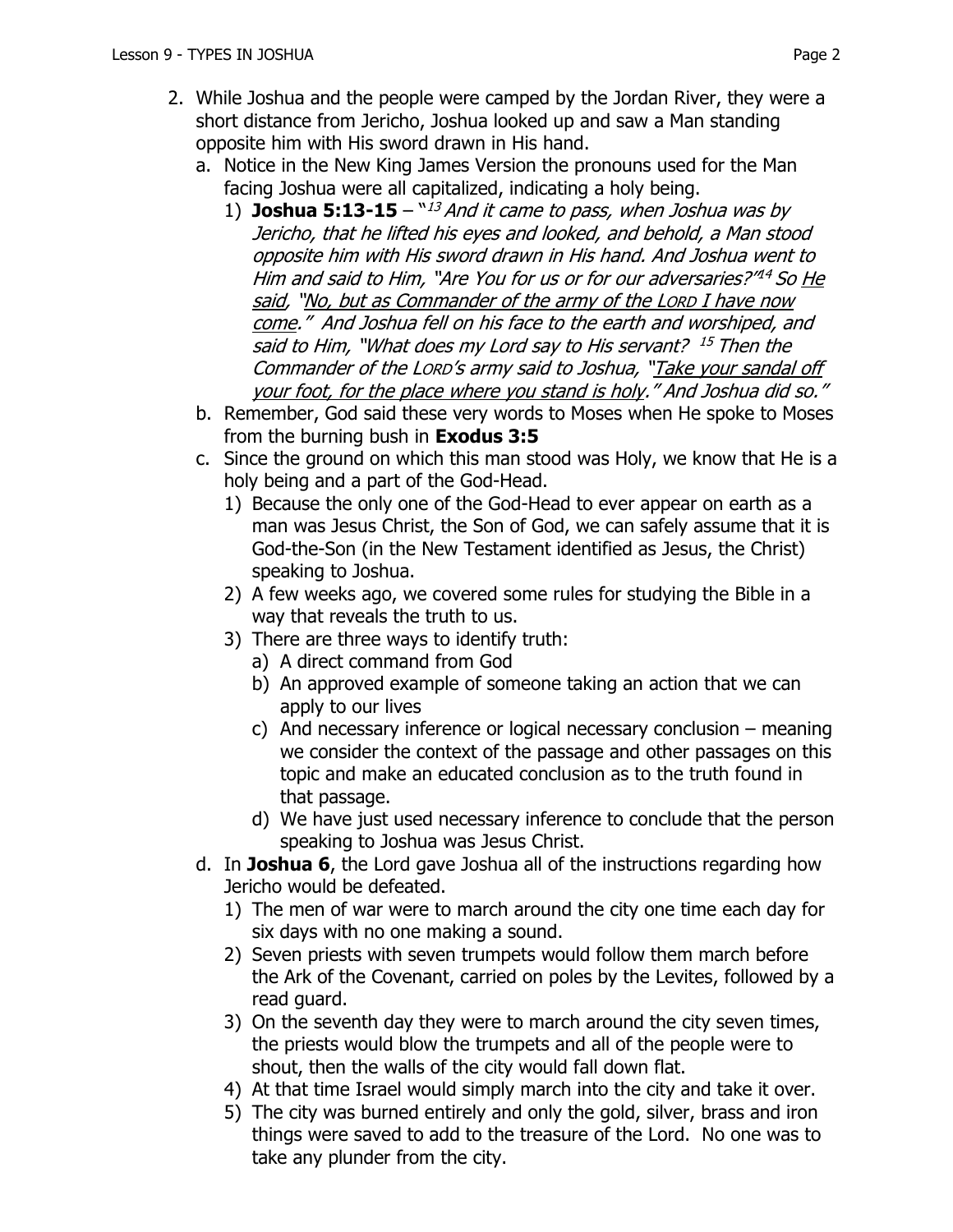2. While Joshua and the people were camped by the Jordan River, they were a short distance from Jericho, Joshua looked up and saw a Man standing opposite him with His sword drawn in His hand.
   a. Notice in the New King James Version the pronouns used for the Man facing Joshua were all capitalized, indicating a holy being.
      1) **Joshua 5:13-15** – "*13 And it came to pass, when Joshua was by Jericho, that he lifted his eyes and looked, and behold, a Man stood opposite him with His sword drawn in His hand. And Joshua went to Him and said to Him, "Are You for us or for our adversaries?" 14 So <u>He said</u>, "<u>No, but as Commander of the army of the LORD I have now come</u>." And Joshua fell on his face to the earth and worshiped, and said to Him, "What does my Lord say to His servant? 15 Then the Commander of the LORD's army said to Joshua, "<u>Take your sandal off your foot, for the place where you stand is holy</u>." And Joshua did so.*"
   b. Remember, God said these very words to Moses when He spoke to Moses from the burning bush in **Exodus 3:5**
   c. Since the ground on which this man stood was Holy, we know that He is a holy being and a part of the God-Head.
      1) Because the only one of the God-Head to ever appear on earth as a man was Jesus Christ, the Son of God, we can safely assume that it is God-the-Son (in the New Testament identified as Jesus, the Christ) speaking to Joshua.
      2) A few weeks ago, we covered some rules for studying the Bible in a way that reveals the truth to us.
      3) There are three ways to identify truth:
         a) A direct command from God
         b) An approved example of someone taking an action that we can apply to our lives
         c) And necessary inference or logical necessary conclusion – meaning we consider the context of the passage and other passages on this topic and make an educated conclusion as to the truth found in that passage.
         d) We have just used necessary inference to conclude that the person speaking to Joshua was Jesus Christ.
   d. In **Joshua 6**, the Lord gave Joshua all of the instructions regarding how Jericho would be defeated.
      1) The men of war were to march around the city one time each day for six days with no one making a sound.
      2) Seven priests with seven trumpets would follow them march before the Ark of the Covenant, carried on poles by the Levites, followed by a read guard.
      3) On the seventh day they were to march around the city seven times, the priests would blow the trumpets and all of the people were to shout, then the walls of the city would fall down flat.
      4) At that time Israel would simply march into the city and take it over.
      5) The city was burned entirely and only the gold, silver, brass and iron things were saved to add to the treasure of the Lord. No one was to take any plunder from the city.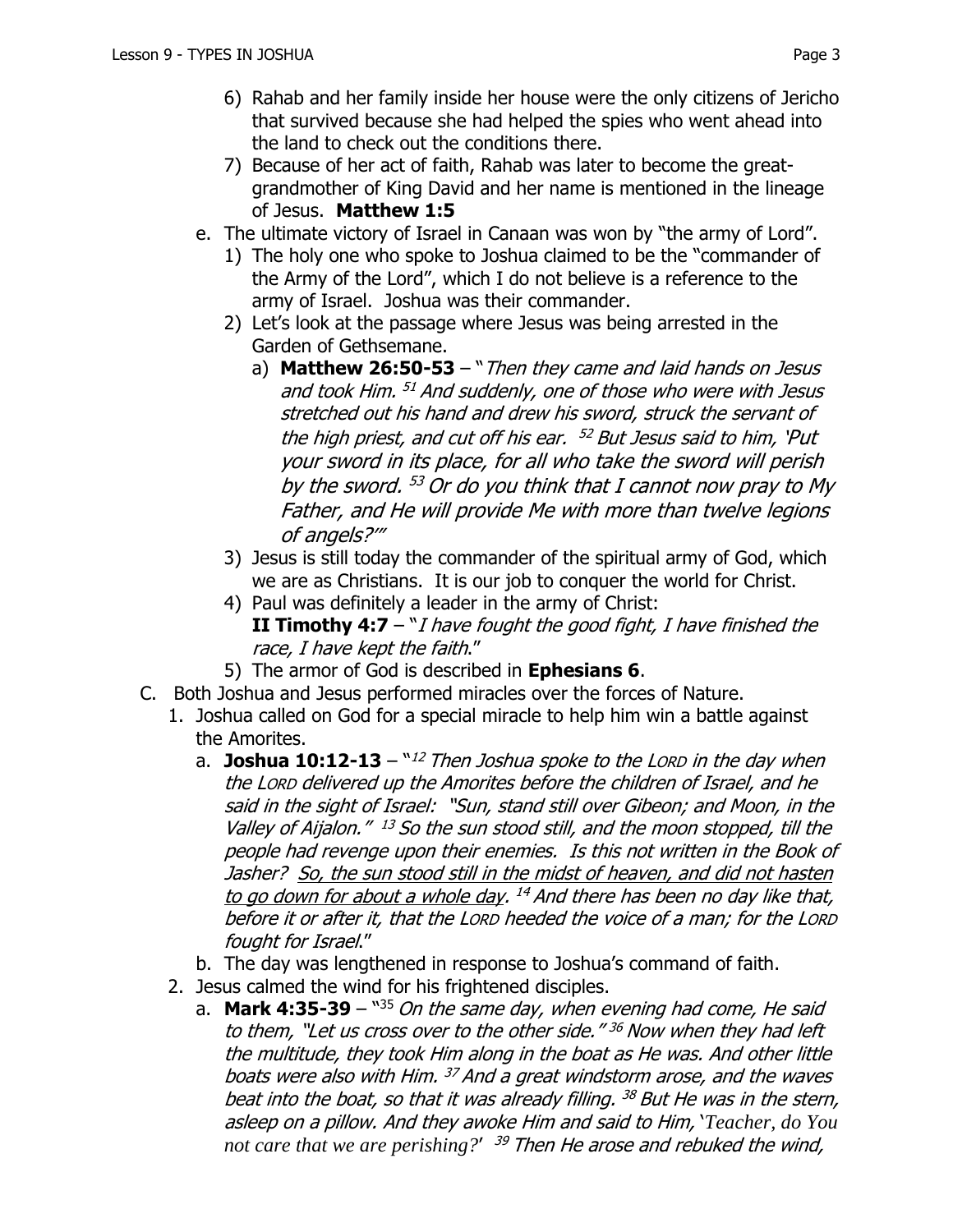6) Rahab and her family inside her house were the only citizens of Jericho that survived because she had helped the spies who went ahead into the land to check out the conditions there.
7) Because of her act of faith, Rahab was later to become the great-grandmother of King David and her name is mentioned in the lineage of Jesus. **Matthew 1:5**

e. The ultimate victory of Israel in Canaan was won by "the army of Lord".
   1) The holy one who spoke to Joshua claimed to be the "commander of the Army of the Lord", which I do not believe is a reference to the army of Israel. Joshua was their commander.
   2) Let's look at the passage where Jesus was being arrested in the Garden of Gethsemane.
      a) **Matthew 26:50-53** – "*Then they came and laid hands on Jesus and took Him. [51] And suddenly, one of those who were with Jesus stretched out his hand and drew his sword, struck the servant of the high priest, and cut off his ear. [52] But Jesus said to him, 'Put your sword in its place, for all who take the sword will perish by the sword. [53] Or do you think that I cannot now pray to My Father, and He will provide Me with more than twelve legions of angels?'*"
   3) Jesus is still today the commander of the spiritual army of God, which we are as Christians. It is our job to conquer the world for Christ.
   4) Paul was definitely a leader in the army of Christ: **II Timothy 4:7** – "*I have fought the good fight, I have finished the race, I have kept the faith*."
   5) The armor of God is described in **Ephesians 6**.

C. Both Joshua and Jesus performed miracles over the forces of Nature.
   1. Joshua called on God for a special miracle to help him win a battle against the Amorites.
      a. **Joshua 10:12-13** – "*[12] Then Joshua spoke to the LORD in the day when the LORD delivered up the Amorites before the children of Israel, and he said in the sight of Israel: "Sun, stand still over Gibeon; and Moon, in the Valley of Aijalon." [13] So the sun stood still, and the moon stopped, till the people had revenge upon their enemies. Is this not written in the Book of Jasher? <u>So, the sun stood still in the midst of heaven, and did not hasten to go down for about a whole day</u>. [14] And there has been no day like that, before it or after it, that the LORD heeded the voice of a man; for the LORD fought for Israel*."
      b. The day was lengthened in response to Joshua's command of faith.
   2. Jesus calmed the wind for his frightened disciples.
      a. **Mark 4:35-39** – "*[35] On the same day, when evening had come, He said to them, "Let us cross over to the other side." [36] Now when they had left the multitude, they took Him along in the boat as He was. And other little boats were also with Him. [37] And a great windstorm arose, and the waves beat into the boat, so that it was already filling. [38] But He was in the stern, asleep on a pillow. And they awoke Him and said to Him, 'Teacher, do You not care that we are perishing?' [39] Then He arose and rebuked the wind,*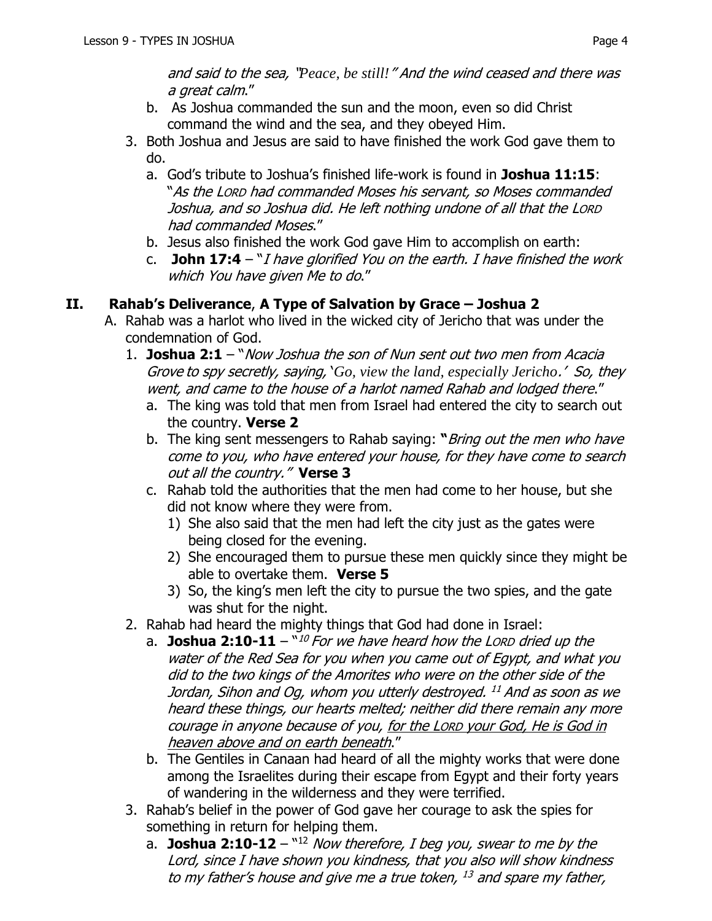*and said to the sea, "Peace, be still!" And the wind ceased and there was a great calm*."

   b. As Joshua commanded the sun and the moon, even so did Christ command the wind and the sea, and they obeyed Him.

3. Both Joshua and Jesus are said to have finished the work God gave them to do.
   a. God's tribute to Joshua's finished life-work is found in **Joshua 11:15**: "*As the LORD had commanded Moses his servant, so Moses commanded Joshua, and so Joshua did. He left nothing undone of all that the LORD had commanded Moses*."
   b. Jesus also finished the work God gave Him to accomplish on earth:
   c. **John 17:4** – "*I have glorified You on the earth. I have finished the work which You have given Me to do*."

## II. Rahab's Deliverance, A Type of Salvation by Grace – Joshua 2

A. Rahab was a harlot who lived in the wicked city of Jericho that was under the condemnation of God.

1. **Joshua 2:1** – "*Now Joshua the son of Nun sent out two men from Acacia Grove to spy secretly, saying, 'Go, view the land, especially Jericho.' So, they went, and came to the house of a harlot named Rahab and lodged there*."
   a. The king was told that men from Israel had entered the city to search out the country. **Verse 2**
   b. The king sent messengers to Rahab saying: **"***Bring out the men who have come to you, who have entered your house, for they have come to search out all the country."* **Verse 3**
   c. Rahab told the authorities that the men had come to her house, but she did not know where they were from.
      1) She also said that the men had left the city just as the gates were being closed for the evening.
      2) She encouraged them to pursue these men quickly since they might be able to overtake them. **Verse 5**
      3) So, the king's men left the city to pursue the two spies, and the gate was shut for the night.

2. Rahab had heard the mighty things that God had done in Israel:
   a. **Joshua 2:10-11** – "[10] *For we have heard how the LORD dried up the water of the Red Sea for you when you came out of Egypt, and what you did to the two kings of the Amorites who were on the other side of the Jordan, Sihon and Og, whom you utterly destroyed.* [11] *And as soon as we heard these things, our hearts melted; neither did there remain any more courage in anyone because of you, <u>for the LORD your God, He is God in heaven above and on earth beneath</u>*."
   b. The Gentiles in Canaan had heard of all the mighty works that were done among the Israelites during their escape from Egypt and their forty years of wandering in the wilderness and they were terrified.

3. Rahab's belief in the power of God gave her courage to ask the spies for something in return for helping them.
   a. **Joshua 2:10-12** – "[12] *Now therefore, I beg you, swear to me by the Lord, since I have shown you kindness, that you also will show kindness to my father's house and give me a true token,* [13] *and spare my father,*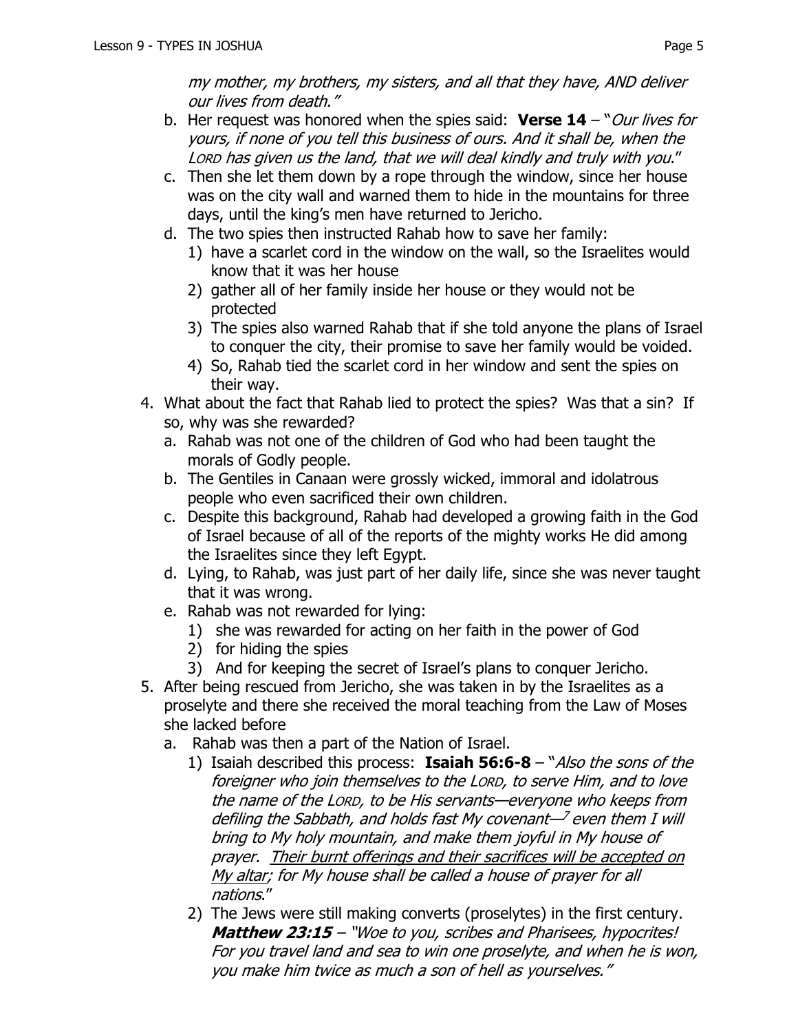*my mother, my brothers, my sisters, and all that they have, AND deliver our lives from death."*

b. Her request was honored when the spies said: **Verse 14** – "*Our lives for yours, if none of you tell this business of ours. And it shall be, when the LORD has given us the land, that we will deal kindly and truly with you*."

c. Then she let them down by a rope through the window, since her house was on the city wall and warned them to hide in the mountains for three days, until the king's men have returned to Jericho.

d. The two spies then instructed Rahab how to save her family:

   1) have a scarlet cord in the window on the wall, so the Israelites would know that it was her house
   2) gather all of her family inside her house or they would not be protected
   3) The spies also warned Rahab that if she told anyone the plans of Israel to conquer the city, their promise to save her family would be voided.
   4) So, Rahab tied the scarlet cord in her window and sent the spies on their way.

4. What about the fact that Rahab lied to protect the spies? Was that a sin? If so, why was she rewarded?

   a. Rahab was not one of the children of God who had been taught the morals of Godly people.
   b. The Gentiles in Canaan were grossly wicked, immoral and idolatrous people who even sacrificed their own children.
   c. Despite this background, Rahab had developed a growing faith in the God of Israel because of all of the reports of the mighty works He did among the Israelites since they left Egypt.
   d. Lying, to Rahab, was just part of her daily life, since she was never taught that it was wrong.
   e. Rahab was not rewarded for lying:
      1) she was rewarded for acting on her faith in the power of God
      2) for hiding the spies
      3) And for keeping the secret of Israel's plans to conquer Jericho.

5. After being rescued from Jericho, she was taken in by the Israelites as a proselyte and there she received the moral teaching from the Law of Moses she lacked before

   a. Rahab was then a part of the Nation of Israel.
      1) Isaiah described this process: **Isaiah 56:6-8** – "*Also the sons of the foreigner who join themselves to the LORD, to serve Him, and to love the name of the LORD, to be His servants—everyone who keeps from defiling the Sabbath, and holds fast My covenant—[7] even them I will bring to My holy mountain, and make them joyful in My house of prayer. Their burnt offerings and their sacrifices will be accepted on My altar; for My house shall be called a house of prayer for all nations*."
      2) The Jews were still making converts (proselytes) in the first century. ***Matthew 23:15*** – *"Woe to you, scribes and Pharisees, hypocrites! For you travel land and sea to win one proselyte, and when he is won, you make him twice as much a son of hell as yourselves."*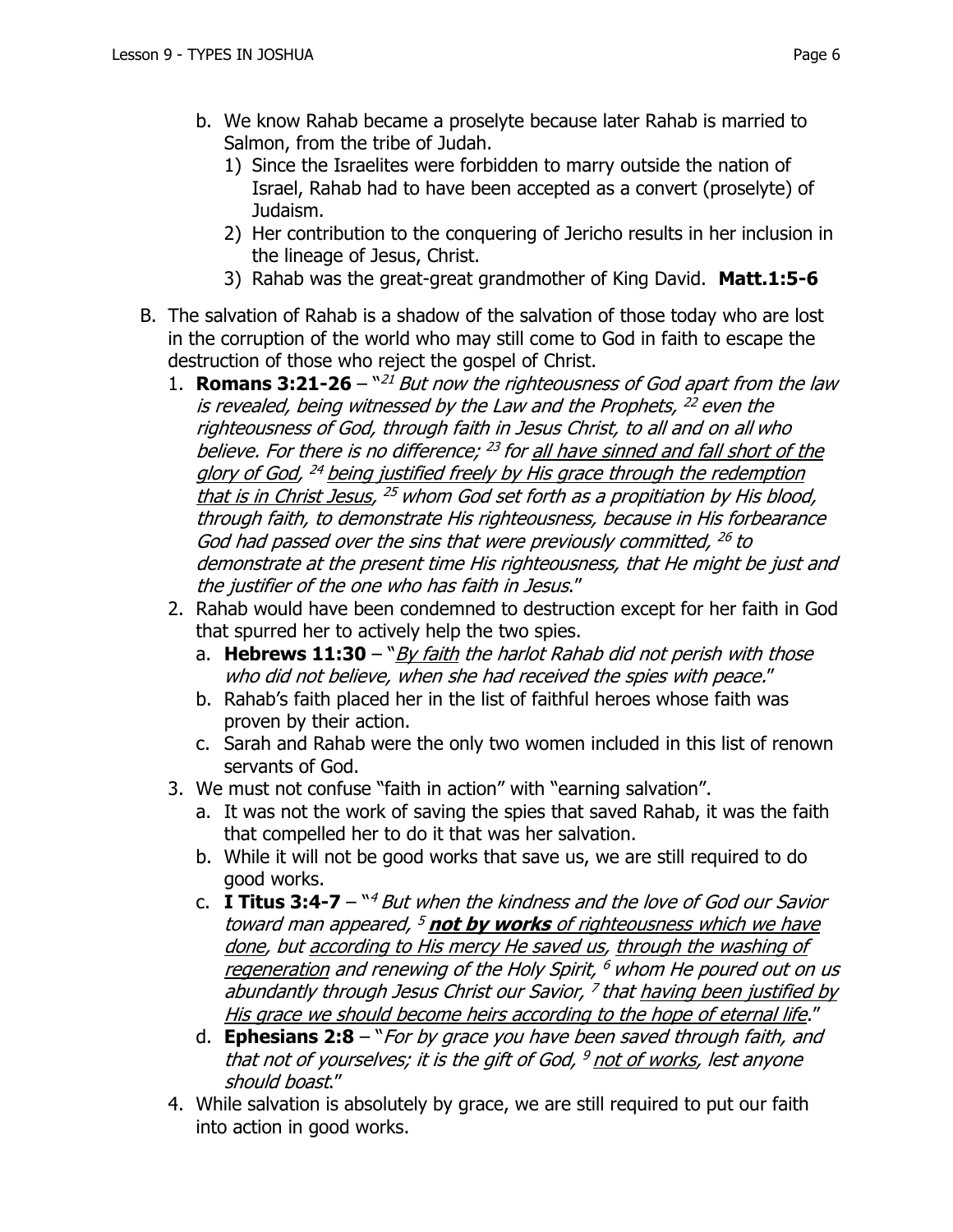b. We know Rahab became a proselyte because later Rahab is married to Salmon, from the tribe of Judah.
   1) Since the Israelites were forbidden to marry outside the nation of Israel, Rahab had to have been accepted as a convert (proselyte) of Judaism.
   2) Her contribution to the conquering of Jericho results in her inclusion in the lineage of Jesus, Christ.
   3) Rahab was the great-great grandmother of King David. **Matt.1:5-6**

B. The salvation of Rahab is a shadow of the salvation of those today who are lost in the corruption of the world who may still come to God in faith to escape the destruction of those who reject the gospel of Christ.

1. **Romans 3:21-26** – "[21] *But now the righteousness of God apart from the law is revealed, being witnessed by the Law and the Prophets,* [22] *even the righteousness of God, through faith in Jesus Christ, to all and on all who believe. For there is no difference;* [23] *for <u>all have sinned and fall short of the glory of God</u>,* [24] *<u>being justified freely by His grace through the redemption that is in Christ Jesus</u>,* [25] *whom God set forth as a propitiation by His blood, through faith, to demonstrate His righteousness, because in His forbearance God had passed over the sins that were previously committed,* [26] *to demonstrate at the present time His righteousness, that He might be just and the justifier of the one who has faith in Jesus.*"
2. Rahab would have been condemned to destruction except for her faith in God that spurred her to actively help the two spies.
   a. **Hebrews 11:30** – "*<u>By faith</u> the harlot Rahab did not perish with those who did not believe, when she had received the spies with peace.*"
   b. Rahab's faith placed her in the list of faithful heroes whose faith was proven by their action.
   c. Sarah and Rahab were the only two women included in this list of renown servants of God.
3. We must not confuse "faith in action" with "earning salvation".
   a. It was not the work of saving the spies that saved Rahab, it was the faith that compelled her to do it that was her salvation.
   b. While it will not be good works that save us, we are still required to do good works.
   c. **I Titus 3:4-7** – "[4] *But when the kindness and the love of God our Savior toward man appeared,* [5] ***<u>not by works</u>*** *<u>of righteousness which we have done</u>, but <u>according to His mercy He saved us</u>, <u>through the washing of regeneration</u> and renewing of the Holy Spirit,* [6] *whom He poured out on us abundantly through Jesus Christ our Savior,* [7] *that <u>having been justified by His grace we should become heirs according to the hope of eternal life</u>.*"
   d. **Ephesians 2:8** – "*For by grace you have been saved through faith, and that not of yourselves; it is the gift of God,* [9] *<u>not of works</u>, lest anyone should boast.*"
4. While salvation is absolutely by grace, we are still required to put our faith into action in good works.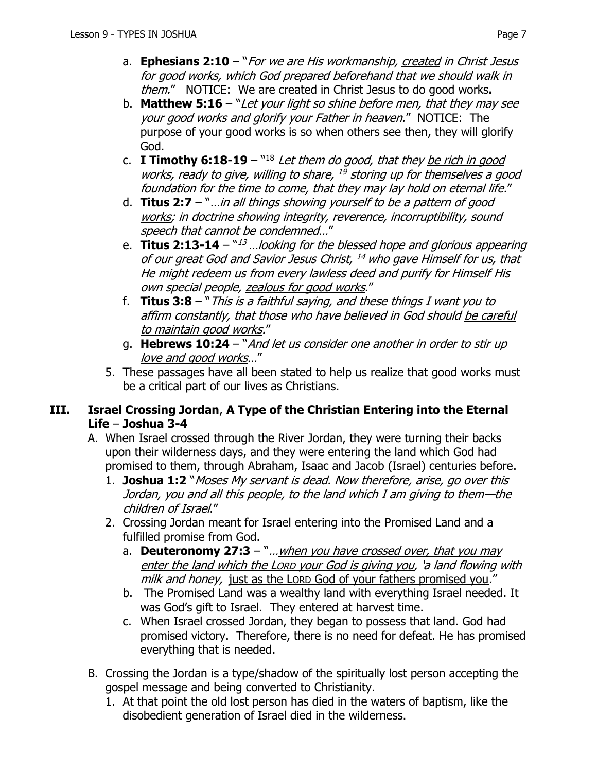a. **Ephesians 2:10** – "*For we are His workmanship, <u>created</u> in Christ Jesus <u>for good works</u>, which God prepared beforehand that we should walk in them.*" NOTICE: We are created in Christ Jesus <u>to do good works</u>**.**

b. **Matthew 5:16** – "*Let your light so shine before men, that they may see your good works and glorify your Father in heaven.*" NOTICE: The purpose of your good works is so when others see then, they will glorify God.

c. **I Timothy 6:18-19** – "[18] *Let them do good, that they <u>be rich in good works</u>, ready to give, willing to share,* [19] *storing up for themselves a good foundation for the time to come, that they may lay hold on eternal life.*"

d. **Titus 2:7** – "*…in all things showing yourself to <u>be a pattern of good works</u>; in doctrine showing integrity, reverence, incorruptibility, sound speech that cannot be condemned…*"

e. **Titus 2:13-14** – "[13] *…looking for the blessed hope and glorious appearing of our great God and Savior Jesus Christ,* [14] *who gave Himself for us, that He might redeem us from every lawless deed and purify for Himself His own special people, <u>zealous for good works</u>.*"

f. **Titus 3:8** – "*This is a faithful saying, and these things I want you to affirm constantly, that those who have believed in God should <u>be careful to maintain good works</u>.*"

g. **Hebrews 10:24** – "*And let us consider one another in order to stir up <u>love and good works</u>…*"

5. These passages have all been stated to help us realize that good works must be a critical part of our lives as Christians.

## III. Israel Crossing Jordan, A Type of the Christian Entering into the Eternal Life – Joshua 3-4

A. When Israel crossed through the River Jordan, they were turning their backs upon their wilderness days, and they were entering the land which God had promised to them, through Abraham, Isaac and Jacob (Israel) centuries before.

1. **Joshua 1:2** "*Moses My servant is dead. Now therefore, arise, go over this Jordan, you and all this people, to the land which I am giving to them—the children of Israel.*"

2. Crossing Jordan meant for Israel entering into the Promised Land and a fulfilled promise from God.

   a. **Deuteronomy 27:3** – "*…<u>when you have crossed over, that you may enter the land which the LORD your God is giving you</u>, 'a land flowing with milk and honey,* <u>just as the LORD God of your fathers promised you</u>."

   b. The Promised Land was a wealthy land with everything Israel needed. It was God's gift to Israel. They entered at harvest time.

   c. When Israel crossed Jordan, they began to possess that land. God had promised victory. Therefore, there is no need for defeat. He has promised everything that is needed.

B. Crossing the Jordan is a type/shadow of the spiritually lost person accepting the gospel message and being converted to Christianity.

1. At that point the old lost person has died in the waters of baptism, like the disobedient generation of Israel died in the wilderness.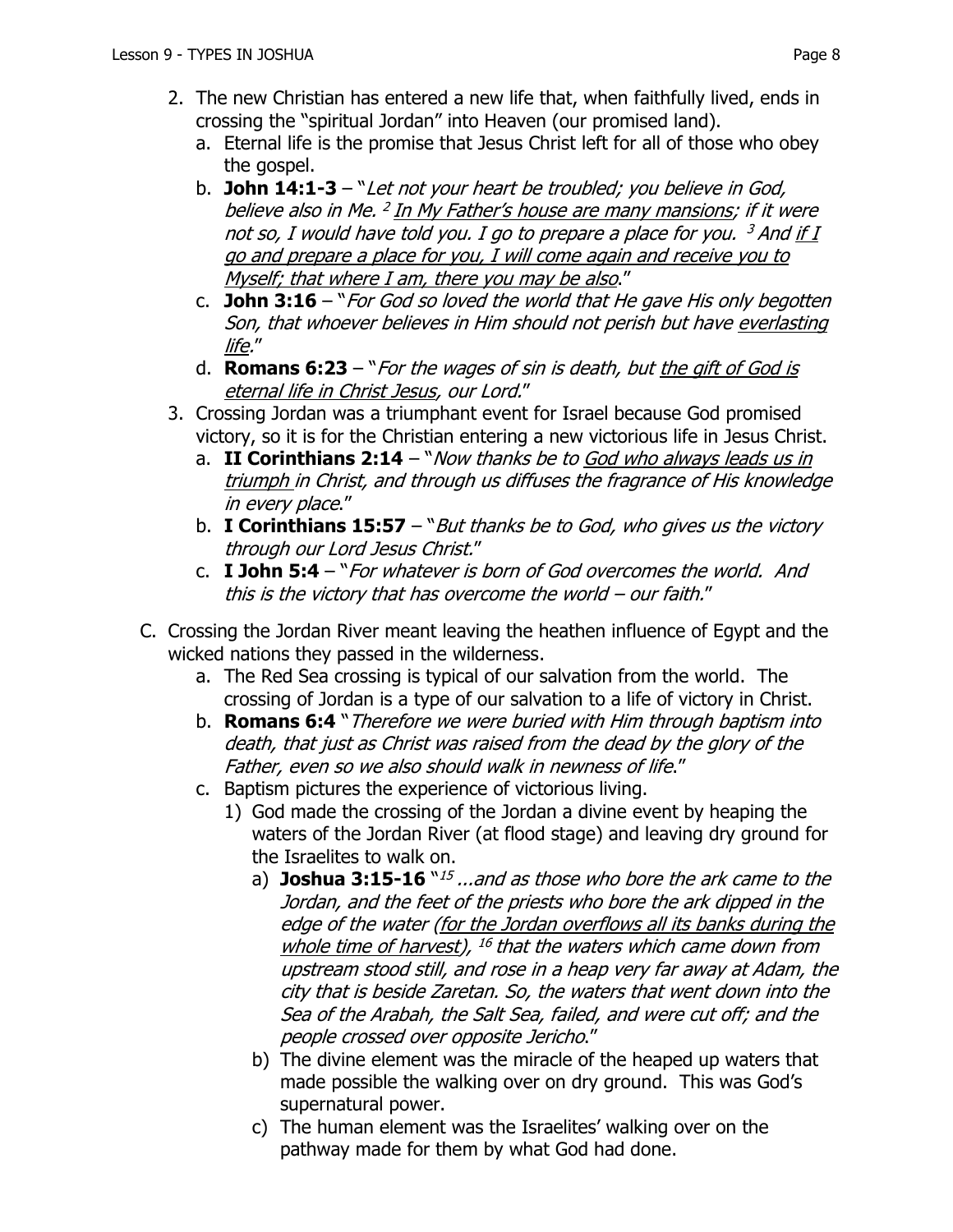2. The new Christian has entered a new life that, when faithfully lived, ends in crossing the "spiritual Jordan" into Heaven (our promised land).
   a. Eternal life is the promise that Jesus Christ left for all of those who obey the gospel.
   b. **John 14:1-3** – "*Let not your heart be troubled; you believe in God, believe also in Me.* [2] *<u>In My Father's house are many mansions</u>; if it were not so, I would have told you. I go to prepare a place for you.* [3] *And <u>if I go and prepare a place for you, I will come again and receive you to Myself; that where I am, there you may be also</u>.*"
   c. **John 3:16** – "*For God so loved the world that He gave His only begotten Son, that whoever believes in Him should not perish but have <u>everlasting life</u>.*"
   d. **Romans 6:23** – "*For the wages of sin is death, but <u>the gift of God is eternal life in Christ Jesus</u>, our Lord.*"
3. Crossing Jordan was a triumphant event for Israel because God promised victory, so it is for the Christian entering a new victorious life in Jesus Christ.
   a. **II Corinthians 2:14** – "*Now thanks be to <u>God who always leads us in triumph</u> in Christ, and through us diffuses the fragrance of His knowledge in every place*."
   b. **I Corinthians 15:57** – "*But thanks be to God, who gives us the victory through our Lord Jesus Christ.*"
   c. **I John 5:4** – "*For whatever is born of God overcomes the world. And this is the victory that has overcome the world – our faith.*"

C. Crossing the Jordan River meant leaving the heathen influence of Egypt and the wicked nations they passed in the wilderness.
   a. The Red Sea crossing is typical of our salvation from the world. The crossing of Jordan is a type of our salvation to a life of victory in Christ.
   b. **Romans 6:4** "*Therefore we were buried with Him through baptism into death, that just as Christ was raised from the dead by the glory of the Father, even so we also should walk in newness of life*."
   c. Baptism pictures the experience of victorious living.
      1) God made the crossing of the Jordan a divine event by heaping the waters of the Jordan River (at flood stage) and leaving dry ground for the Israelites to walk on.
         a) **Joshua 3:15-16** "[15] *...and as those who bore the ark came to the Jordan, and the feet of the priests who bore the ark dipped in the edge of the water <u>(for the Jordan overflows all its banks during the whole time of harvest)</u>,* [16] *that the waters which came down from upstream stood still, and rose in a heap very far away at Adam, the city that is beside Zaretan. So, the waters that went down into the Sea of the Arabah, the Salt Sea, failed, and were cut off; and the people crossed over opposite Jericho*."
         b) The divine element was the miracle of the heaped up waters that made possible the walking over on dry ground. This was God's supernatural power.
         c) The human element was the Israelites' walking over on the pathway made for them by what God had done.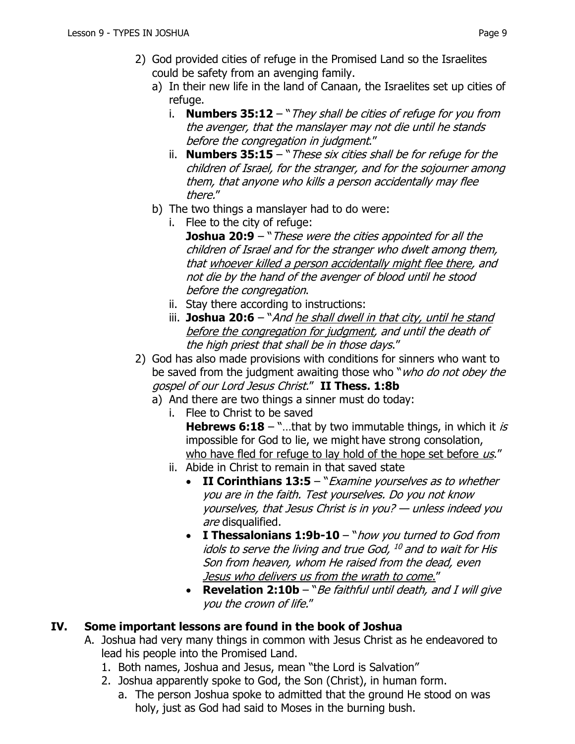2) God provided cities of refuge in the Promised Land so the Israelites could be safety from an avenging family.
   a) In their new life in the land of Canaan, the Israelites set up cities of refuge.
      i. **Numbers 35:12** – "*They shall be cities of refuge for you from the avenger, that the manslayer may not die until he stands before the congregation in judgment*."
      ii. **Numbers 35:15** – "*These six cities shall be for refuge for the children of Israel, for the stranger, and for the sojourner among them, that anyone who kills a person accidentally may flee there.*"
   b) The two things a manslayer had to do were:
      i. Flee to the city of refuge:
         **Joshua 20:9** – "*These were the cities appointed for all the children of Israel and for the stranger who dwelt among them, that <u>whoever killed a person accidentally might flee there</u>, and not die by the hand of the avenger of blood until he stood before the congregation*.
      ii. Stay there according to instructions:
      iii. **Joshua 20:6** – "*And <u>he shall dwell in that city, until he stand before the congregation for judgment</u>, and until the death of the high priest that shall be in those days*."
2) God has also made provisions with conditions for sinners who want to be saved from the judgment awaiting those who "*who do not obey the gospel of our Lord Jesus Christ.*" **II Thess. 1:8b**
   a) And there are two things a sinner must do today:
      i. Flee to Christ to be saved
         **Hebrews 6:18** – "…that by two immutable things, in which it *is* impossible for God to lie, we might have strong consolation, <u>who have fled for refuge to lay hold of the hope set before *us*</u>."
      ii. Abide in Christ to remain in that saved state
         - **II Corinthians 13:5** – "*Examine yourselves as to whether you are in the faith. Test yourselves. Do you not know yourselves, that Jesus Christ is in you? — unless indeed you are* disqualified.
         - **I Thessalonians 1:9b-10** – "*how you turned to God from idols to serve the living and true God, [10] and to wait for His Son from heaven, whom He raised from the dead, even <u>Jesus who delivers us from the wrath to come</u>*."
         - **Revelation 2:10b** – "*Be faithful until death, and I will give you the crown of life.*"

## IV. Some important lessons are found in the book of Joshua

A. Joshua had very many things in common with Jesus Christ as he endeavored to lead his people into the Promised Land.
   1. Both names, Joshua and Jesus, mean "the Lord is Salvation"
   2. Joshua apparently spoke to God, the Son (Christ), in human form.
      a. The person Joshua spoke to admitted that the ground He stood on was holy, just as God had said to Moses in the burning bush.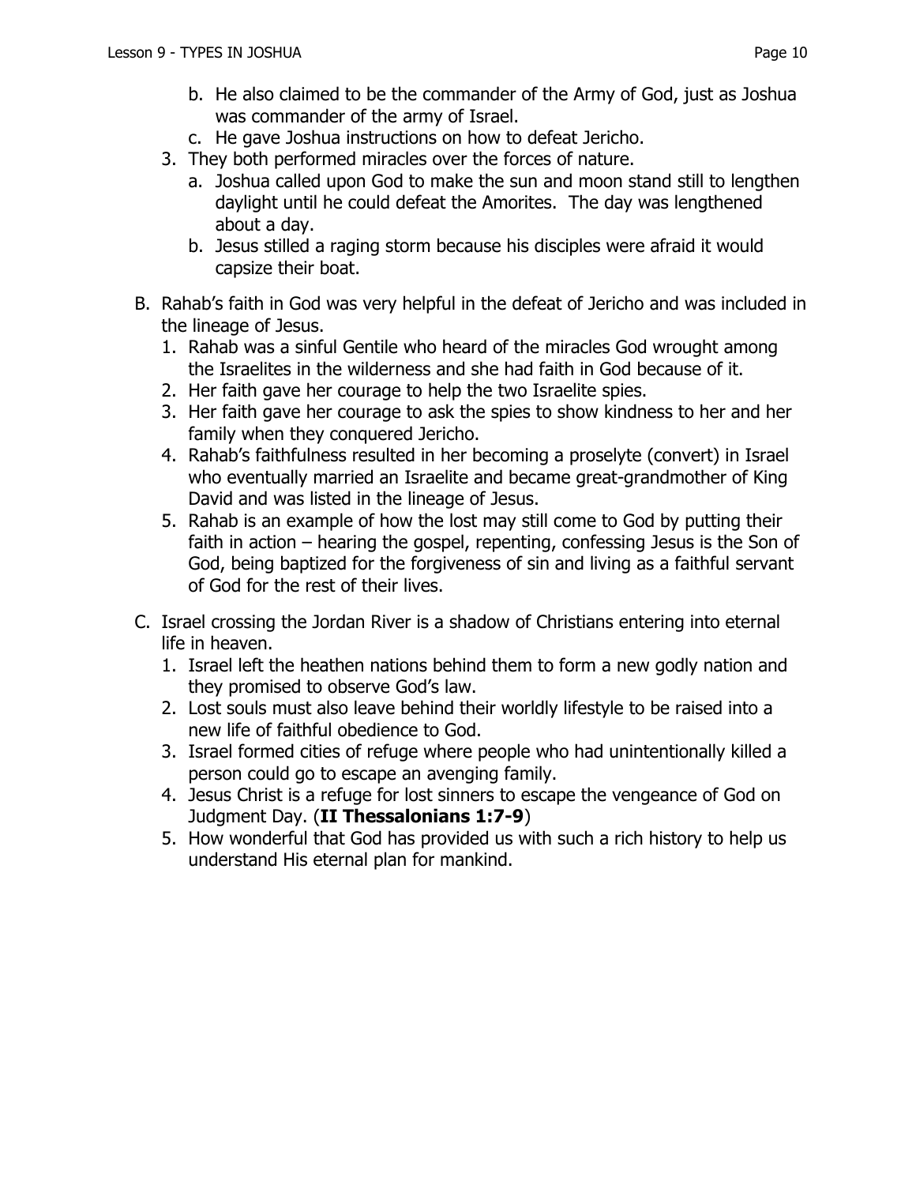b. He also claimed to be the commander of the Army of God, just as Joshua was commander of the army of Israel.
   c. He gave Joshua instructions on how to defeat Jericho.
3. They both performed miracles over the forces of nature.
   a. Joshua called upon God to make the sun and moon stand still to lengthen daylight until he could defeat the Amorites. The day was lengthened about a day.
   b. Jesus stilled a raging storm because his disciples were afraid it would capsize their boat.

B. Rahab's faith in God was very helpful in the defeat of Jericho and was included in the lineage of Jesus.
   1. Rahab was a sinful Gentile who heard of the miracles God wrought among the Israelites in the wilderness and she had faith in God because of it.
   2. Her faith gave her courage to help the two Israelite spies.
   3. Her faith gave her courage to ask the spies to show kindness to her and her family when they conquered Jericho.
   4. Rahab's faithfulness resulted in her becoming a proselyte (convert) in Israel who eventually married an Israelite and became great-grandmother of King David and was listed in the lineage of Jesus.
   5. Rahab is an example of how the lost may still come to God by putting their faith in action – hearing the gospel, repenting, confessing Jesus is the Son of God, being baptized for the forgiveness of sin and living as a faithful servant of God for the rest of their lives.

C. Israel crossing the Jordan River is a shadow of Christians entering into eternal life in heaven.
   1. Israel left the heathen nations behind them to form a new godly nation and they promised to observe God's law.
   2. Lost souls must also leave behind their worldly lifestyle to be raised into a new life of faithful obedience to God.
   3. Israel formed cities of refuge where people who had unintentionally killed a person could go to escape an avenging family.
   4. Jesus Christ is a refuge for lost sinners to escape the vengeance of God on Judgment Day. (**II Thessalonians 1:7-9**)
   5. How wonderful that God has provided us with such a rich history to help us understand His eternal plan for mankind.